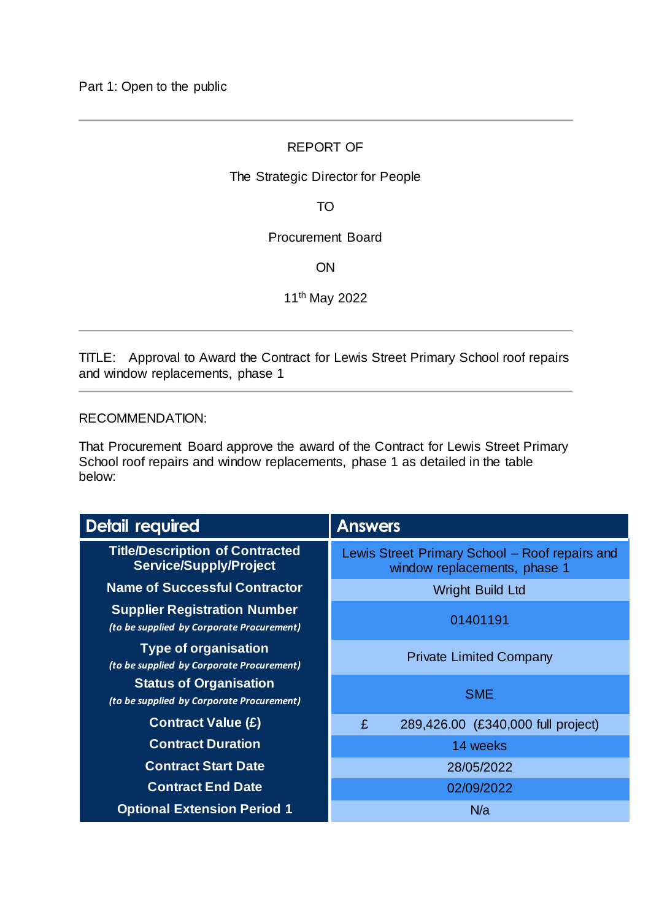Part 1: Open to the public

---

REPORT OF

The Strategic Director for People

TO

Procurement Board

ON

11th May 2022

---

TITLE: Approval to Award the Contract for Lewis Street Primary School roof repairs and window replacements, phase 1

---

RECOMMENDATION:

That Procurement Board approve the award of the Contract for Lewis Street Primary School roof repairs and window replacements, phase 1 as detailed in the table below:

| Detail required | Answers |
|---|---|
| **Title/Description of Contracted Service/Supply/Project** | Lewis Street Primary School – Roof repairs and window replacements, phase 1 |
| **Name of Successful Contractor** | Wright Build Ltd |
| **Supplier Registration Number** *(to be supplied by Corporate Procurement)* | 01401191 |
| **Type of organisation** *(to be supplied by Corporate Procurement)* | Private Limited Company |
| **Status of Organisation** *(to be supplied by Corporate Procurement)* | SME |
| **Contract Value (£)** | £ 289,426.00 (£340,000 full project) |
| **Contract Duration** | 14 weeks |
| **Contract Start Date** | 28/05/2022 |
| **Contract End Date** | 02/09/2022 |
| **Optional Extension Period 1** | N/a |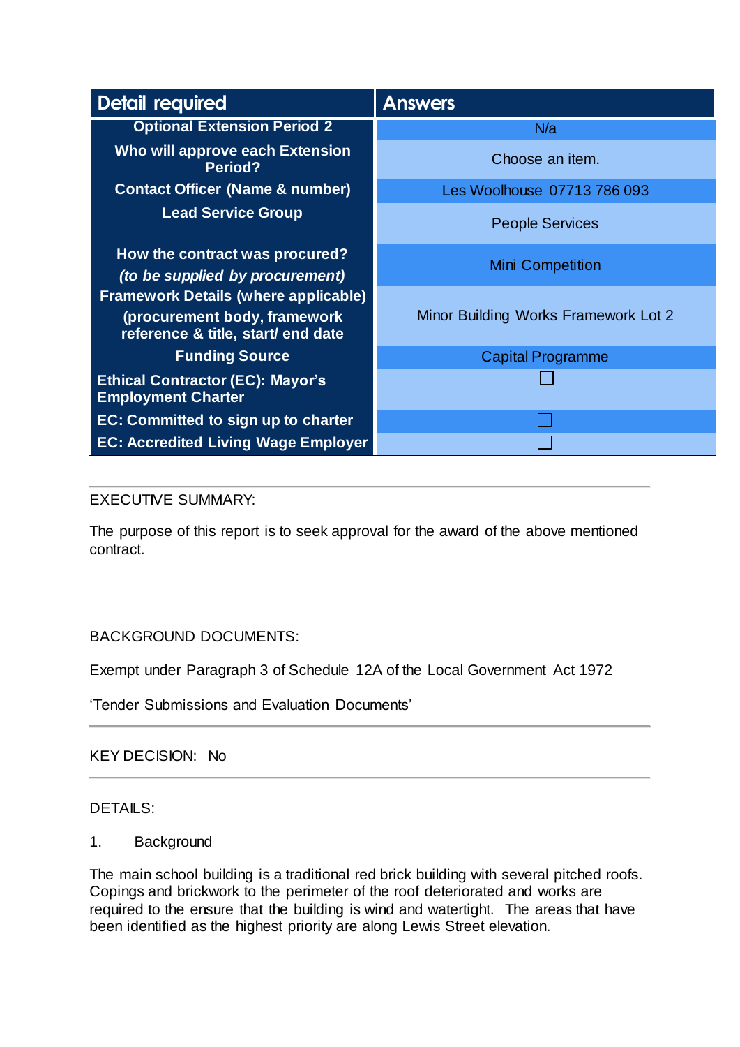| Detail required | Answers |
|---|---|
| Optional Extension Period 2 | N/a |
| Who will approve each Extension Period? | Choose an item. |
| Contact Officer (Name & number) | Les Woolhouse 07713 786 093 |
| Lead Service Group | People Services |
| How the contract was procured? *(to be supplied by procurement)* | Mini Competition |
| Framework Details (where applicable) (procurement body, framework reference & title, start/ end date | Minor Building Works Framework Lot 2 |
| Funding Source | Capital Programme |
| Ethical Contractor (EC): Mayor's Employment Charter | ☐ |
| EC: Committed to sign up to charter | ☐ |
| EC: Accredited Living Wage Employer | ☐ |

EXECUTIVE SUMMARY:

The purpose of this report is to seek approval for the award of the above mentioned contract.

---

BACKGROUND DOCUMENTS:

Exempt under Paragraph 3 of Schedule 12A of the Local Government Act 1972

'Tender Submissions and Evaluation Documents'

---

KEY DECISION: No

---

DETAILS:

1. Background

The main school building is a traditional red brick building with several pitched roofs. Copings and brickwork to the perimeter of the roof deteriorated and works are required to the ensure that the building is wind and watertight. The areas that have been identified as the highest priority are along Lewis Street elevation.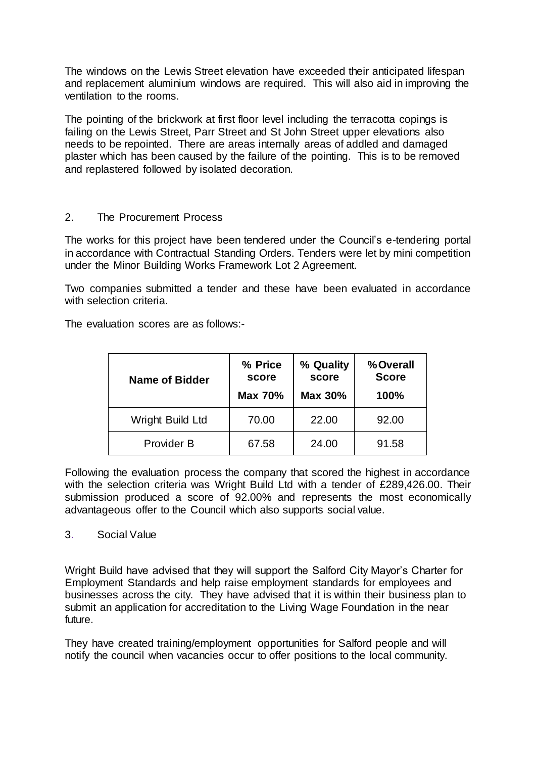The windows on the Lewis Street elevation have exceeded their anticipated lifespan and replacement aluminium windows are required. This will also aid in improving the ventilation to the rooms.

The pointing of the brickwork at first floor level including the terracotta copings is failing on the Lewis Street, Parr Street and St John Street upper elevations also needs to be repointed. There are areas internally areas of addled and damaged plaster which has been caused by the failure of the pointing. This is to be removed and replastered followed by isolated decoration.

## 2. The Procurement Process

The works for this project have been tendered under the Council's e-tendering portal in accordance with Contractual Standing Orders. Tenders were let by mini competition under the Minor Building Works Framework Lot 2 Agreement.

Two companies submitted a tender and these have been evaluated in accordance with selection criteria.

The evaluation scores are as follows:-

| Name of Bidder | % Price score Max 70% | % Quality score Max 30% | %Overall Score 100% |
|---|---|---|---|
| Wright Build Ltd | 70.00 | 22.00 | 92.00 |
| Provider B | 67.58 | 24.00 | 91.58 |

Following the evaluation process the company that scored the highest in accordance with the selection criteria was Wright Build Ltd with a tender of £289,426.00. Their submission produced a score of 92.00% and represents the most economically advantageous offer to the Council which also supports social value.

## 3. Social Value

Wright Build have advised that they will support the Salford City Mayor's Charter for Employment Standards and help raise employment standards for employees and businesses across the city. They have advised that it is within their business plan to submit an application for accreditation to the Living Wage Foundation in the near future.

They have created training/employment opportunities for Salford people and will notify the council when vacancies occur to offer positions to the local community.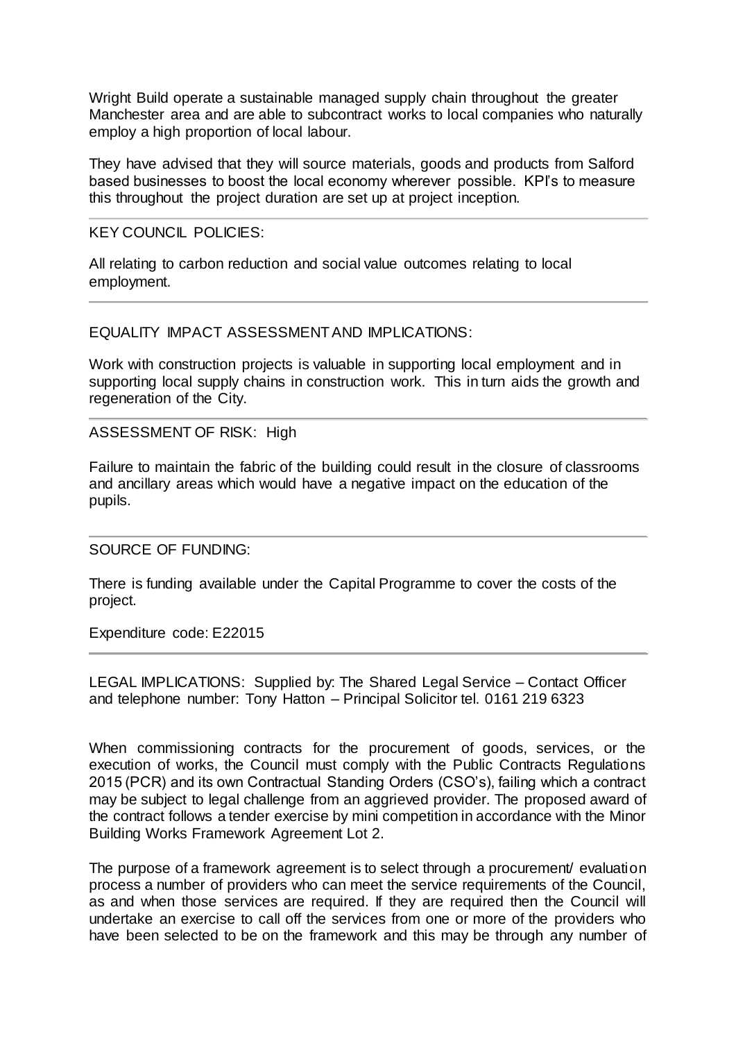Wright Build operate a sustainable managed supply chain throughout the greater Manchester area and are able to subcontract works to local companies who naturally employ a high proportion of local labour.

They have advised that they will source materials, goods and products from Salford based businesses to boost the local economy wherever possible. KPI's to measure this throughout the project duration are set up at project inception.

---

KEY COUNCIL POLICIES:

All relating to carbon reduction and social value outcomes relating to local employment.

---

EQUALITY IMPACT ASSESSMENT AND IMPLICATIONS:

Work with construction projects is valuable in supporting local employment and in supporting local supply chains in construction work. This in turn aids the growth and regeneration of the City.

---

ASSESSMENT OF RISK: High

Failure to maintain the fabric of the building could result in the closure of classrooms and ancillary areas which would have a negative impact on the education of the pupils.

---

SOURCE OF FUNDING:

There is funding available under the Capital Programme to cover the costs of the project.

Expenditure code: E22015

---

LEGAL IMPLICATIONS: Supplied by: The Shared Legal Service – Contact Officer and telephone number: Tony Hatton – Principal Solicitor tel. 0161 219 6323

When commissioning contracts for the procurement of goods, services, or the execution of works, the Council must comply with the Public Contracts Regulations 2015 (PCR) and its own Contractual Standing Orders (CSO's), failing which a contract may be subject to legal challenge from an aggrieved provider. The proposed award of the contract follows a tender exercise by mini competition in accordance with the Minor Building Works Framework Agreement Lot 2.

The purpose of a framework agreement is to select through a procurement/ evaluation process a number of providers who can meet the service requirements of the Council, as and when those services are required. If they are required then the Council will undertake an exercise to call off the services from one or more of the providers who have been selected to be on the framework and this may be through any number of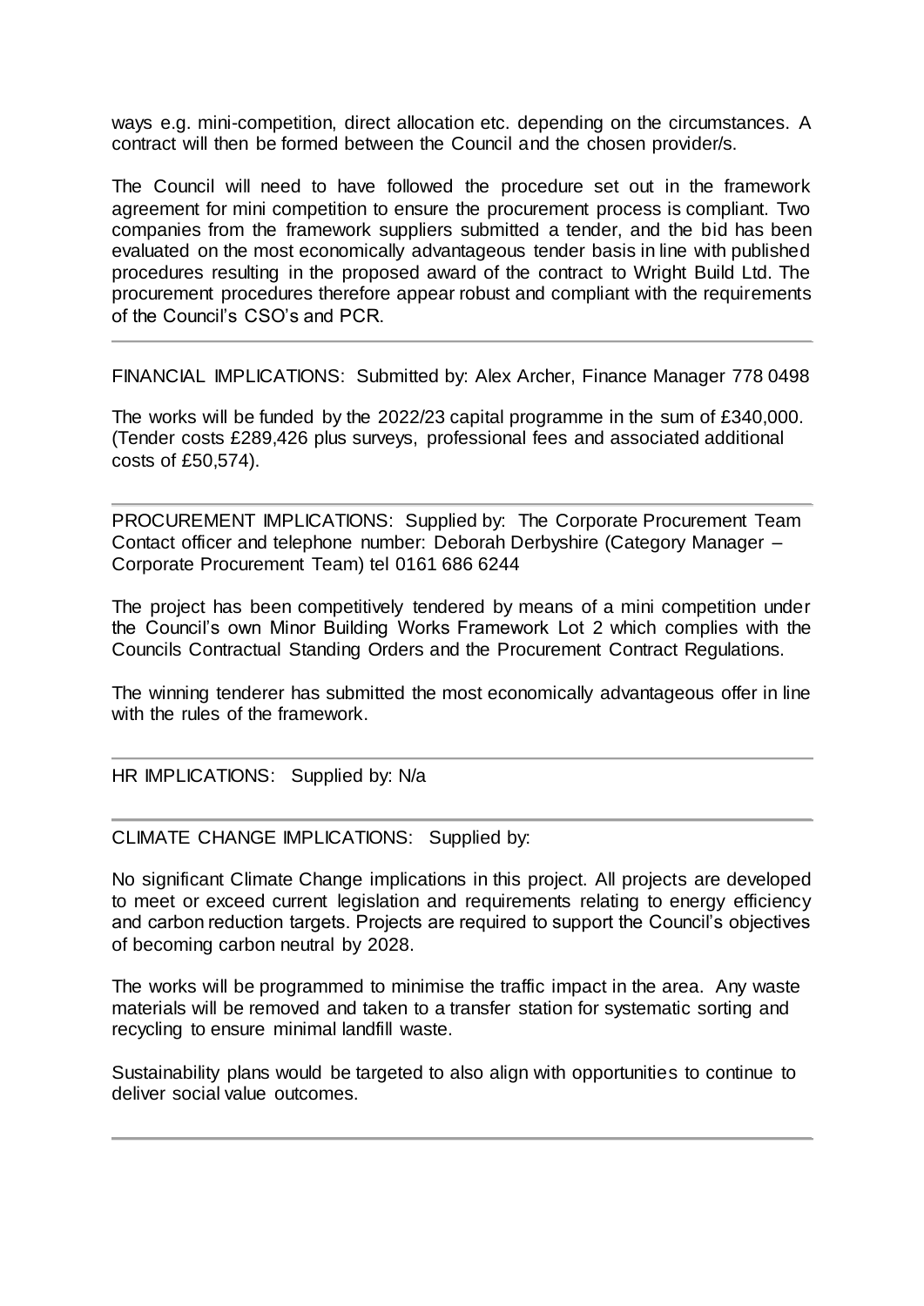ways e.g. mini-competition, direct allocation etc. depending on the circumstances. A contract will then be formed between the Council and the chosen provider/s.

The Council will need to have followed the procedure set out in the framework agreement for mini competition to ensure the procurement process is compliant. Two companies from the framework suppliers submitted a tender, and the bid has been evaluated on the most economically advantageous tender basis in line with published procedures resulting in the proposed award of the contract to Wright Build Ltd. The procurement procedures therefore appear robust and compliant with the requirements of the Council's CSO's and PCR.

---

FINANCIAL IMPLICATIONS: Submitted by: Alex Archer, Finance Manager 778 0498

The works will be funded by the 2022/23 capital programme in the sum of £340,000. (Tender costs £289,426 plus surveys, professional fees and associated additional costs of £50,574).

---

PROCUREMENT IMPLICATIONS: Supplied by: The Corporate Procurement Team
Contact officer and telephone number: Deborah Derbyshire (Category Manager – Corporate Procurement Team) tel 0161 686 6244

The project has been competitively tendered by means of a mini competition under the Council's own Minor Building Works Framework Lot 2 which complies with the Councils Contractual Standing Orders and the Procurement Contract Regulations.

The winning tenderer has submitted the most economically advantageous offer in line with the rules of the framework.

---

HR IMPLICATIONS: Supplied by: N/a

---

CLIMATE CHANGE IMPLICATIONS: Supplied by:

No significant Climate Change implications in this project. All projects are developed to meet or exceed current legislation and requirements relating to energy efficiency and carbon reduction targets. Projects are required to support the Council's objectives of becoming carbon neutral by 2028.

The works will be programmed to minimise the traffic impact in the area. Any waste materials will be removed and taken to a transfer station for systematic sorting and recycling to ensure minimal landfill waste.

Sustainability plans would be targeted to also align with opportunities to continue to deliver social value outcomes.

---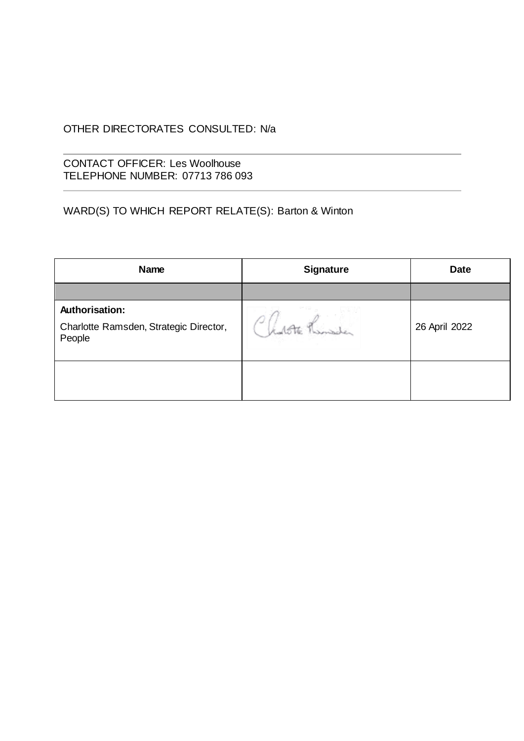OTHER DIRECTORATES CONSULTED: N/a

---

CONTACT OFFICER: Les Woolhouse
TELEPHONE NUMBER: 07713 786 093

---

WARD(S) TO WHICH REPORT RELATE(S): Barton & Winton

| Name | Signature | Date |
|---|---|---|
| | | |
| **Authorisation:**<br>Charlotte Ramsden, Strategic Director, People | | 26 April 2022 |
| | | |